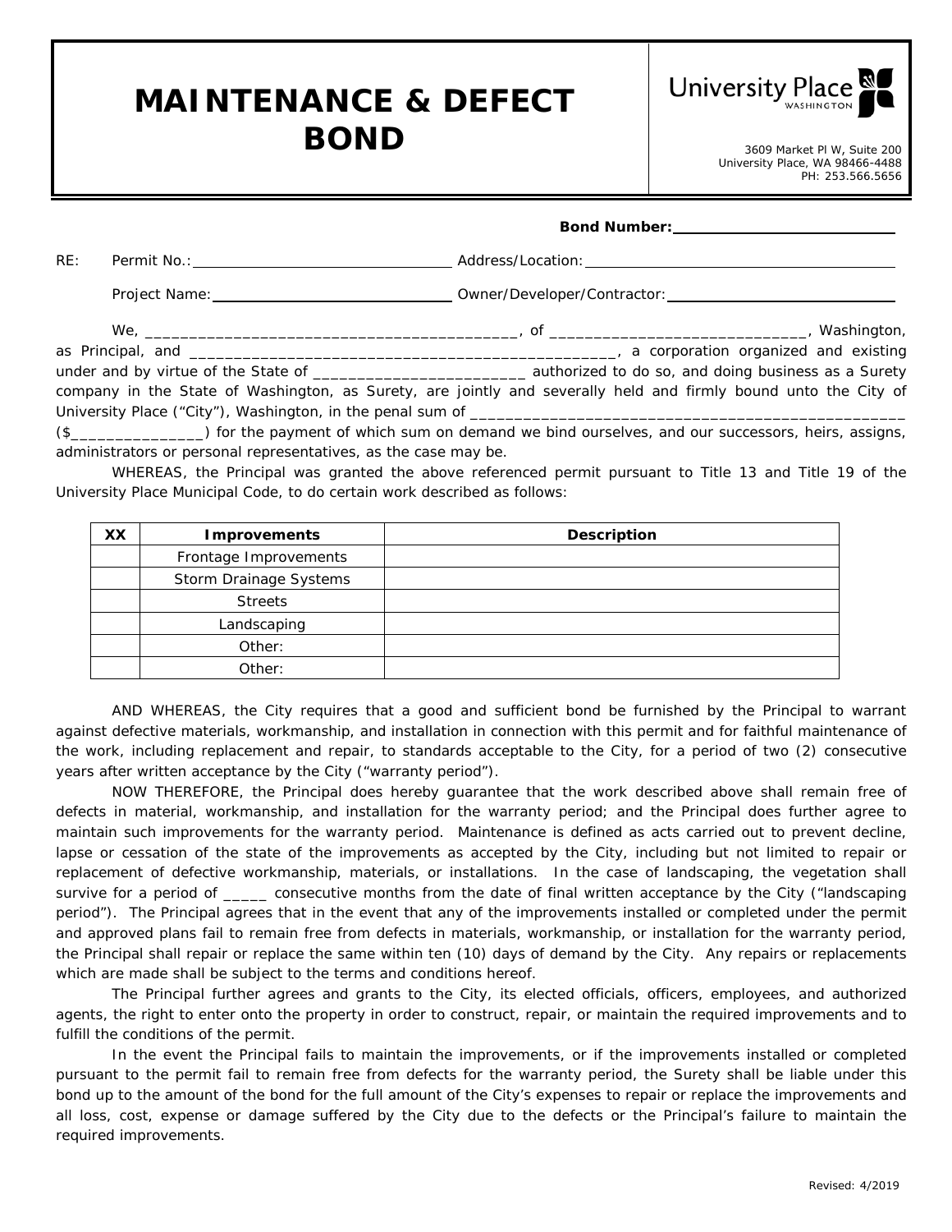# MAINTENANCE & DEFECT BOND

University Place WASHINGTON

3609 Market Pl W, Suite 200
University Place, WA 98466-4488
PH: 253.566.5656

**Bond Number:**\_\_\_\_\_\_\_\_\_\_\_\_\_\_\_\_\_\_\_\_\_\_\_\_\_\_\_\_

RE: Permit No.:\_\_\_\_\_\_\_\_\_\_\_\_\_\_\_\_\_\_\_\_\_\_\_\_\_\_\_\_ Address/Location:\_\_\_\_\_\_\_\_\_\_\_\_\_\_\_\_\_\_\_\_\_\_\_\_\_\_\_\_\_\_\_\_\_\_

Project Name:\_\_\_\_\_\_\_\_\_\_\_\_\_\_\_\_\_\_\_\_\_\_\_\_\_\_\_\_ Owner/Developer/Contractor:\_\_\_\_\_\_\_\_\_\_\_\_\_\_\_\_\_\_\_\_\_\_\_\_\_\_\_\_

We, \_\_\_\_\_\_\_\_\_\_\_\_\_\_\_\_\_\_\_\_\_\_\_\_\_\_\_\_\_\_\_\_\_\_\_\_\_\_\_\_\_\_\_, of \_\_\_\_\_\_\_\_\_\_\_\_\_\_\_\_\_\_\_\_\_\_\_\_\_\_\_\_\_, Washington, as Principal, and \_\_\_\_\_\_\_\_\_\_\_\_\_\_\_\_\_\_\_\_\_\_\_\_\_\_\_\_\_\_\_\_\_\_\_\_\_\_\_\_\_\_\_\_\_\_\_\_\_, a corporation organized and existing under and by virtue of the State of \_\_\_\_\_\_\_\_\_\_\_\_\_\_\_\_\_\_\_\_\_\_\_\_ authorized to do so, and doing business as a Surety company in the State of Washington, as Surety, are jointly and severally held and firmly bound unto the City of University Place ("City"), Washington, in the penal sum of \_\_\_\_\_\_\_\_\_\_\_\_\_\_\_\_\_\_\_\_\_\_\_\_\_\_\_\_\_\_\_\_\_\_\_\_\_\_\_\_\_\_\_\_\_\_\_\_\_\_\_ ($\_\_\_\_\_\_\_\_\_\_\_\_\_\_\_) for the payment of which sum on demand we bind ourselves, and our successors, heirs, assigns, administrators or personal representatives, as the case may be.

WHEREAS, the Principal was granted the above referenced permit pursuant to Title 13 and Title 19 of the University Place Municipal Code, to do certain work described as follows:

| XX | Improvements | Description |
|---|---|---|
| | Frontage Improvements | |
| | Storm Drainage Systems | |
| | Streets | |
| | Landscaping | |
| | Other: | |
| | Other: | |

AND WHEREAS, the City requires that a good and sufficient bond be furnished by the Principal to warrant against defective materials, workmanship, and installation in connection with this permit and for faithful maintenance of the work, including replacement and repair, to standards acceptable to the City, for a period of two (2) consecutive years after written acceptance by the City ("warranty period").

NOW THEREFORE, the Principal does hereby guarantee that the work described above shall remain free of defects in material, workmanship, and installation for the warranty period; and the Principal does further agree to maintain such improvements for the warranty period. Maintenance is defined as acts carried out to prevent decline, lapse or cessation of the state of the improvements as accepted by the City, including but not limited to repair or replacement of defective workmanship, materials, or installations. In the case of landscaping, the vegetation shall survive for a period of \_\_\_\_\_ consecutive months from the date of final written acceptance by the City ("landscaping period"). The Principal agrees that in the event that any of the improvements installed or completed under the permit and approved plans fail to remain free from defects in materials, workmanship, or installation for the warranty period, the Principal shall repair or replace the same within ten (10) days of demand by the City. Any repairs or replacements which are made shall be subject to the terms and conditions hereof.

The Principal further agrees and grants to the City, its elected officials, officers, employees, and authorized agents, the right to enter onto the property in order to construct, repair, or maintain the required improvements and to fulfill the conditions of the permit.

In the event the Principal fails to maintain the improvements, or if the improvements installed or completed pursuant to the permit fail to remain free from defects for the warranty period, the Surety shall be liable under this bond up to the amount of the bond for the full amount of the City's expenses to repair or replace the improvements and all loss, cost, expense or damage suffered by the City due to the defects or the Principal's failure to maintain the required improvements.

Revised: 4/2019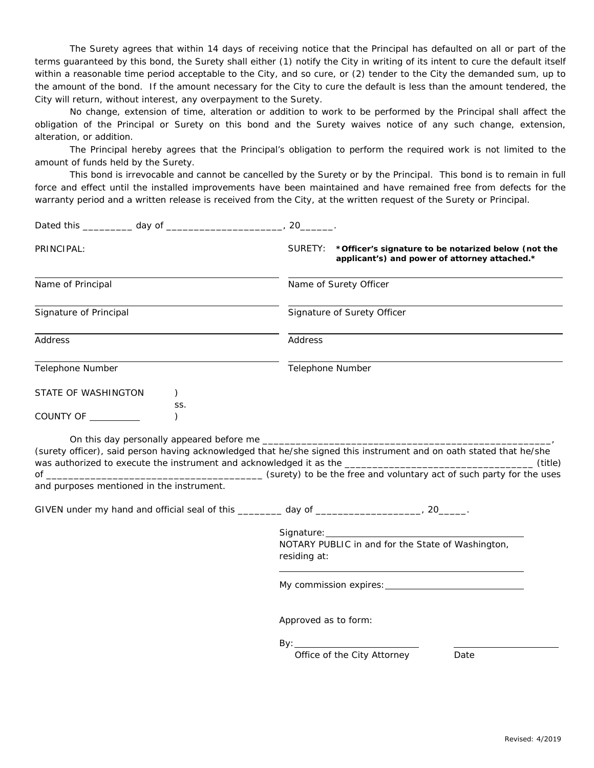The Surety agrees that within 14 days of receiving notice that the Principal has defaulted on all or part of the terms guaranteed by this bond, the Surety shall either (1) notify the City in writing of its intent to cure the default itself within a reasonable time period acceptable to the City, and so cure, or (2) tender to the City the demanded sum, up to the amount of the bond. If the amount necessary for the City to cure the default is less than the amount tendered, the City will return, without interest, any overpayment to the Surety.

No change, extension of time, alteration or addition to work to be performed by the Principal shall affect the obligation of the Principal or Surety on this bond and the Surety waives notice of any such change, extension, alteration, or addition.

The Principal hereby agrees that the Principal's obligation to perform the required work is not limited to the amount of funds held by the Surety.

This bond is irrevocable and cannot be cancelled by the Surety or by the Principal. This bond is to remain in full force and effect until the installed improvements have been maintained and have remained free from defects for the warranty period and a written release is received from the City, at the written request of the Surety or Principal.

Dated this _________ day of _____________________, 20______.

PRINCIPAL:

SURETY: ***Officer's signature to be notarized below (not the applicant's) and power of attorney attached.***

| PRINCIPAL | SURETY |
|---|---|
| Name of Principal | Name of Surety Officer |
| Signature of Principal | Signature of Surety Officer |
| Address | Address |
| Telephone Number | Telephone Number |

STATE OF WASHINGTON )
ss.
COUNTY OF __________ )

On this day personally appeared before me _____________________________________________________, (surety officer), said person having acknowledged that he/she signed this instrument and on oath stated that he/she was authorized to execute the instrument and acknowledged it as the _________________________________ (title) of ______________________________________ (surety) to be the free and voluntary act of such party for the uses and purposes mentioned in the instrument.

GIVEN under my hand and official seal of this ________ day of ___________________, 20_____.

Signature: ______________________________
NOTARY PUBLIC in and for the State of Washington, residing at:
______________________________

My commission expires: ______________________________

Approved as to form:

By: __________________________ __________________________
Office of the City Attorney Date

Revised: 4/2019